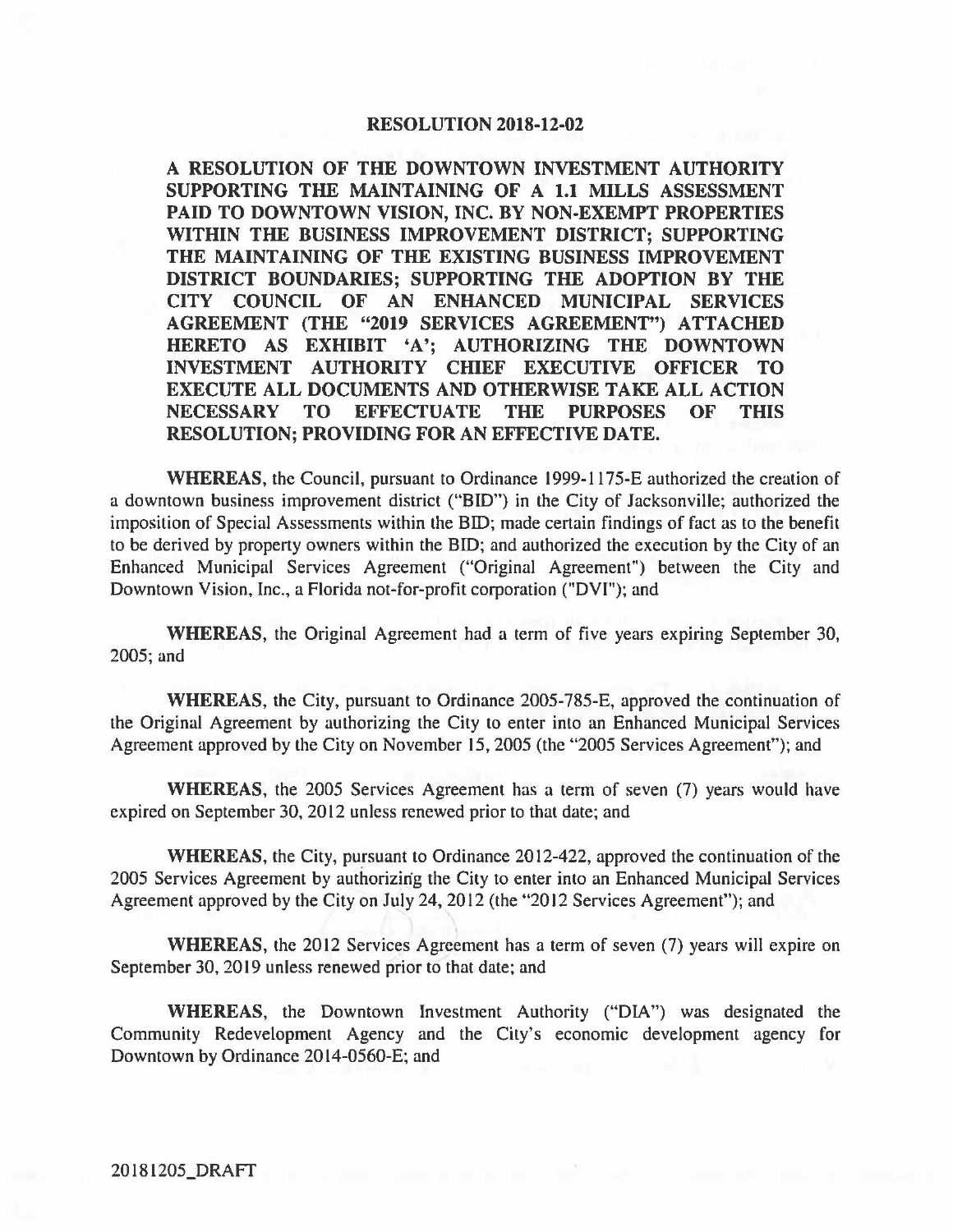## RESOLUTION 2018-12-02

**A RESOLUTION OF THE DOWNTOWN INVESTMENT AUTHORITY SUPPORTING THE MAINTAINING OF A 1.1 MILLS ASSESSMENT PAID TO DOWNTOWN VISION, INC. BY NON-EXEMPT PROPERTIES WITHIN THE BUSINESS IMPROVEMENT DISTRICT; SUPPORTING THE MAINTAINING OF THE EXISTING BUSINESS IMPROVEMENT DISTRICT BOUNDARIES; SUPPORTING THE ADOPTION BY THE CITY COUNCIL OF AN ENHANCED MUNICIPAL SERVICES AGREEMENT (THE "2019 SERVICES AGREEMENT") ATTACHED HERETO AS EXHIBIT 'A'; AUTHORIZING THE DOWNTOWN INVESTMENT AUTHORITY CHIEF EXECUTIVE OFFICER TO EXECUTE ALL DOCUMENTS AND OTHERWISE TAKE ALL ACTION NECESSARY TO EFFECTUATE THE PURPOSES OF THIS RESOLUTION; PROVIDING FOR AN EFFECTIVE DATE.**

**WHEREAS**, the Council, pursuant to Ordinance 1999-1175-E authorized the creation of a downtown business improvement district ("BID") in the City of Jacksonville; authorized the imposition of Special Assessments within the BID; made certain findings of fact as to the benefit to be derived by property owners within the BID; and authorized the execution by the City of an Enhanced Municipal Services Agreement ("Original Agreement") between the City and Downtown Vision, Inc., a Florida not-for-profit corporation ("DVI"); and

**WHEREAS**, the Original Agreement had a term of five years expiring September 30, 2005; and

**WHEREAS**, the City, pursuant to Ordinance 2005-785-E, approved the continuation of the Original Agreement by authorizing the City to enter into an Enhanced Municipal Services Agreement approved by the City on November 15, 2005 (the "2005 Services Agreement"); and

**WHEREAS**, the 2005 Services Agreement has a term of seven (7) years would have expired on September 30, 2012 unless renewed prior to that date; and

**WHEREAS**, the City, pursuant to Ordinance 2012-422, approved the continuation of the 2005 Services Agreement by authorizing the City to enter into an Enhanced Municipal Services Agreement approved by the City on July 24, 2012 (the "2012 Services Agreement"); and

**WHEREAS**, the 2012 Services Agreement has a term of seven (7) years will expire on September 30, 2019 unless renewed prior to that date; and

**WHEREAS**, the Downtown Investment Authority ("DIA") was designated the Community Redevelopment Agency and the City's economic development agency for Downtown by Ordinance 2014-0560-E; and

20181205_DRAFT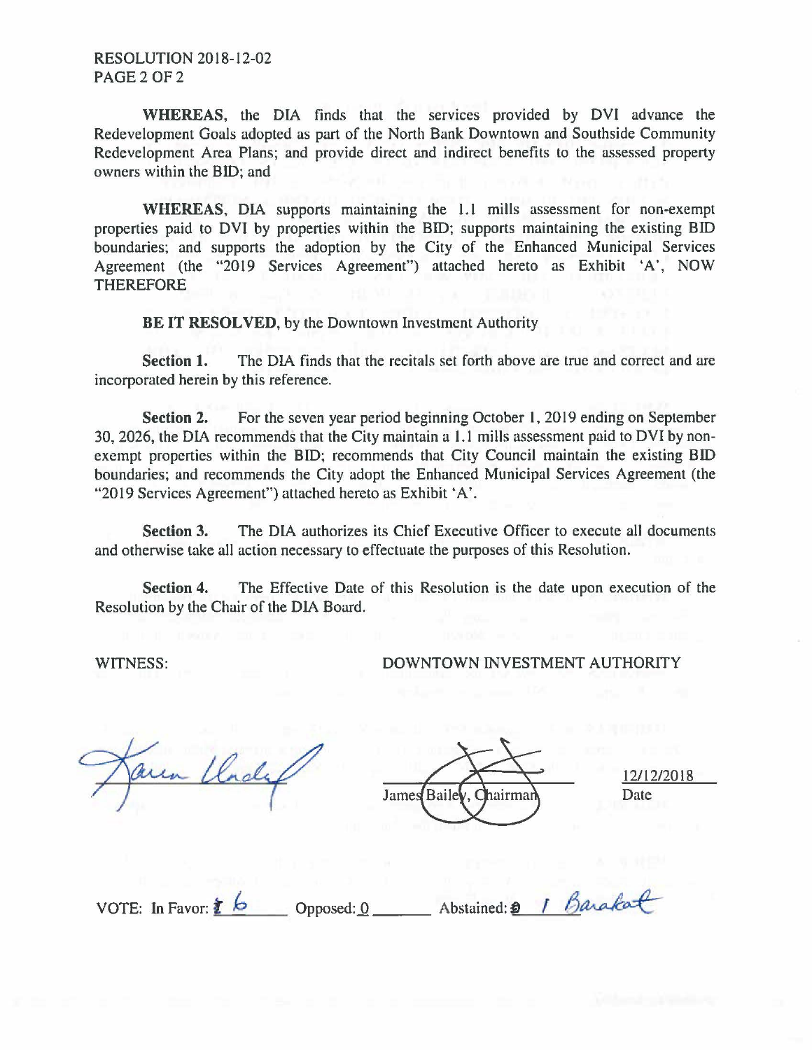**WHEREAS**, the DIA finds that the services provided by DVI advance the Redevelopment Goals adopted as part of the North Bank Downtown and Southside Community Redevelopment Area Plans; and provide direct and indirect benefits to the assessed property owners within the BID; and

**WHEREAS**, DIA supports maintaining the 1.1 mills assessment for non-exempt properties paid to DVI by properties within the BID; supports maintaining the existing BID boundaries; and supports the adoption by the City of the Enhanced Municipal Services Agreement (the "2019 Services Agreement") attached hereto as Exhibit 'A', NOW THEREFORE

**BE IT RESOLVED**, by the Downtown Investment Authority

**Section 1.** The DIA finds that the recitals set forth above are true and correct and are incorporated herein by this reference.

**Section 2.** For the seven year period beginning October 1, 2019 ending on September 30, 2026, the DIA recommends that the City maintain a 1.1 mills assessment paid to DVI by non-exempt properties within the BID; recommends that City Council maintain the existing BID boundaries; and recommends the City adopt the Enhanced Municipal Services Agreement (the "2019 Services Agreement") attached hereto as Exhibit 'A'.

**Section 3.** The DIA authorizes its Chief Executive Officer to execute all documents and otherwise take all action necessary to effectuate the purposes of this Resolution.

**Section 4.** The Effective Date of this Resolution is the date upon execution of the Resolution by the Chair of the DIA Board.

WITNESS: DOWNTOWN INVESTMENT AUTHORITY

James Bailey, Chairman 12/12/2018
Date

VOTE: In Favor: 6 Opposed: 0 Abstained: 1 Barakat